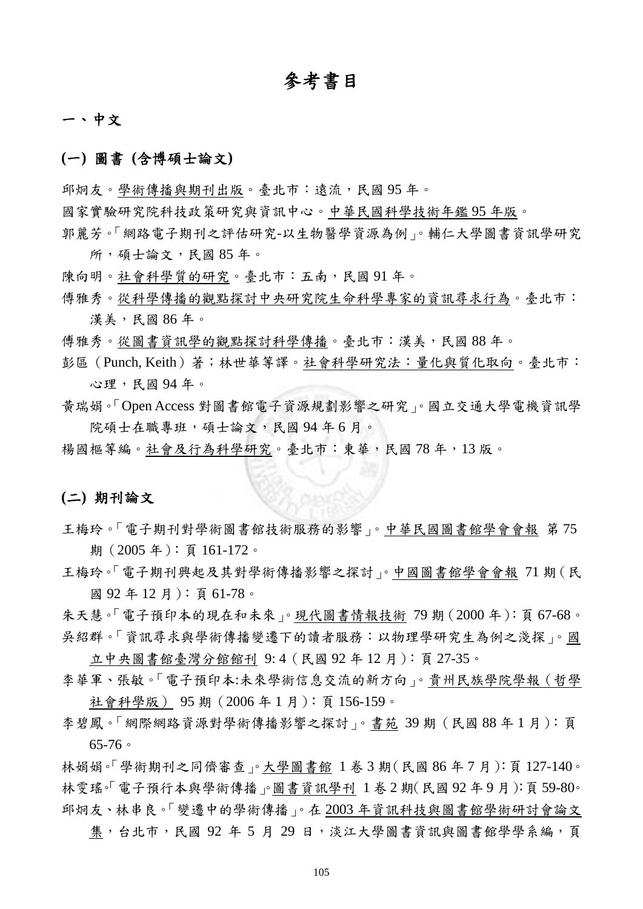# 參考書目

## 一、中文

### (一) 圖書 (含博碩士論文)

邱炯友。學術傳播與期刊出版。臺北市：遠流，民國 95 年。

國家實驗研究院科技政策研究與資訊中心。中華民國科學技術年鑑 95 年版。

郭麗芳。「網路電子期刊之評估研究-以生物醫學資源為例」。輔仁大學圖書資訊學研究所，碩士論文，民國 85 年。

陳向明。社會科學質的研究。臺北市：五南，民國 91 年。

傅雅秀。從科學傳播的觀點探討中央研究院生命科學專家的資訊尋求行為。臺北市：漢美，民國 86 年。

傅雅秀。從圖書資訊學的觀點探討科學傳播。臺北市：漢美，民國 88 年。

彭區（Punch, Keith）著；林世華等譯。社會科學研究法：量化與質化取向。臺北市：心理，民國 94 年。

黃瑞娟。「Open Access 對圖書館電子資源規劃影響之研究」。國立交通大學電機資訊學院碩士在職專班，碩士論文，民國 94 年 6 月。

楊國樞等編。社會及行為科學研究。臺北市：東華，民國 78 年，13 版。

### (二) 期刊論文

王梅玲。「電子期刊對學術圖書館技術服務的影響」。中華民國圖書館學會會報 第 75 期（2005 年）：頁 161-172。

王梅玲。「電子期刊興起及其對學術傳播影響之探討」。中國圖書館學會會報 71 期（民國 92 年 12 月）：頁 61-78。

朱天慧。「電子預印本的現在和未來」。現代圖書情報技術 79 期（2000 年）：頁 67-68。

吳紹群。「資訊尋求與學術傳播變遷下的讀者服務：以物理學研究生為例之淺探」。國立中央圖書館臺灣分館館刊 9: 4（民國 92 年 12 月）：頁 27-35。

李華軍、張敏。「電子預印本:未來學術信息交流的新方向」。貴州民族學院學報（哲學社會科學版） 95 期（2006 年 1 月）：頁 156-159。

李碧鳳。「網際網路資源對學術傳播影響之探討」。書苑 39 期（民國 88 年 1 月）：頁 65-76。

林娟娟。「學術期刊之同儕審查」。大學圖書館 1 卷 3 期（民國 86 年 7 月）：頁 127-140。

林雯瑤。「電子預行本與學術傳播」。圖書資訊學刊 1 卷 2 期（民國 92 年 9 月）：頁 59-80。

邱炯友、林串良。「變遷中的學術傳播」。在 2003 年資訊科技與圖書館學術研討會論文集，台北市，民國 92 年 5 月 29 日，淡江大學圖書資訊與圖書館學學系編，頁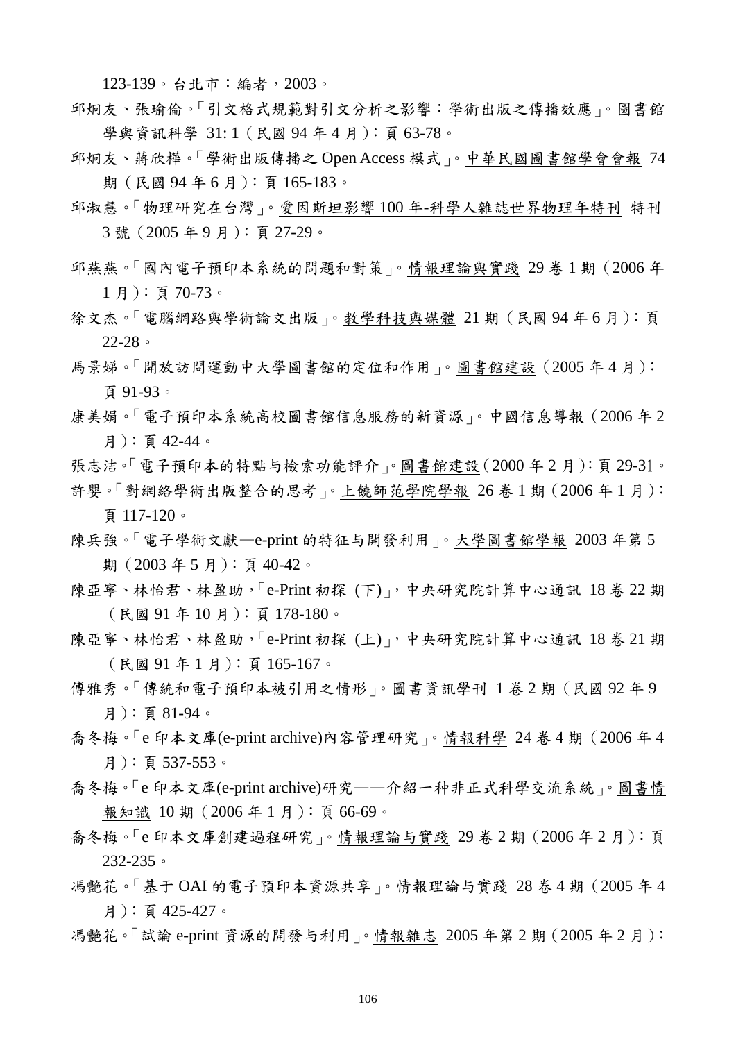123-139。台北市：編者，2003。

邱炯友、張瑜倫。「引文格式規範對引文分析之影響：學術出版之傳播效應」。<u>圖書館學與資訊科學</u> 31: 1（民國 94 年 4 月）：頁 63-78。

邱炯友、蔣欣樺。「學術出版傳播之 Open Access 模式」。<u>中華民國圖書館學會會報</u> 74 期（民國 94 年 6 月）：頁 165-183。

邱淑慧。「物理研究在台灣」。<u>愛因斯坦影響 100 年-科學人雜誌世界物理年特刊</u> 特刊 3 號（2005 年 9 月）：頁 27-29。

邱燕燕。「國內電子預印本系統的問題和對策」。<u>情報理論與實踐</u> 29 卷 1 期（2006 年 1 月）：頁 70-73。

徐文杰。「電腦網路與學術論文出版」。<u>教學科技與媒體</u> 21 期（民國 94 年 6 月）：頁 22-28。

馬景娣。「開放訪問運動中大學圖書館的定位和作用」。<u>圖書館建設</u>（2005 年 4 月）：頁 91-93。

康美娟。「電子預印本系統高校圖書館信息服務的新資源」。<u>中國信息導報</u>（2006 年 2 月）：頁 42-44。

張志浩。「電子預印本的特點与檢索功能評介」。<u>圖書館建設</u>（2000 年 2 月）：頁 29-31。

許嬰。「對網絡學術出版整合的思考」。<u>上饒師范學院學報</u> 26 卷 1 期（2006 年 1 月）：頁 117-120。

陳兵強。「電子學術文獻—e-print 的特征与開發利用」。<u>大學圖書館學報</u> 2003 年第 5 期（2003 年 5 月）：頁 40-42。

陳亞寧、林怡君、林盈助，「e-Print 初探 (下)」，中央研究院計算中心通訊 18 卷 22 期（民國 91 年 10 月）：頁 178-180。

陳亞寧、林怡君、林盈助，「e-Print 初探 (上)」，中央研究院計算中心通訊 18 卷 21 期（民國 91 年 1 月）：頁 165-167。

傅雅秀。「傳統和電子預印本被引用之情形」。<u>圖書資訊學刊</u> 1 卷 2 期（民國 92 年 9 月）：頁 81-94。

喬冬梅。「e 印本文庫(e-print archive)內容管理研究」。<u>情報科學</u> 24 卷 4 期（2006 年 4 月）：頁 537-553。

喬冬梅。「e 印本文庫(e-print archive)研究——介紹一种非正式科學交流系統」。<u>圖書情報知識</u> 10 期（2006 年 1 月）：頁 66-69。

喬冬梅。「e 印本文庫創建過程研究」。<u>情報理論与實踐</u> 29 卷 2 期（2006 年 2 月）：頁 232-235。

馮艷花。「基于 OAI 的電子預印本資源共享」。<u>情報理論与實踐</u> 28 卷 4 期（2005 年 4 月）：頁 425-427。

馮艷花。「試論 e-print 資源的開發与利用」。<u>情報雜志</u> 2005 年第 2 期（2005 年 2 月）：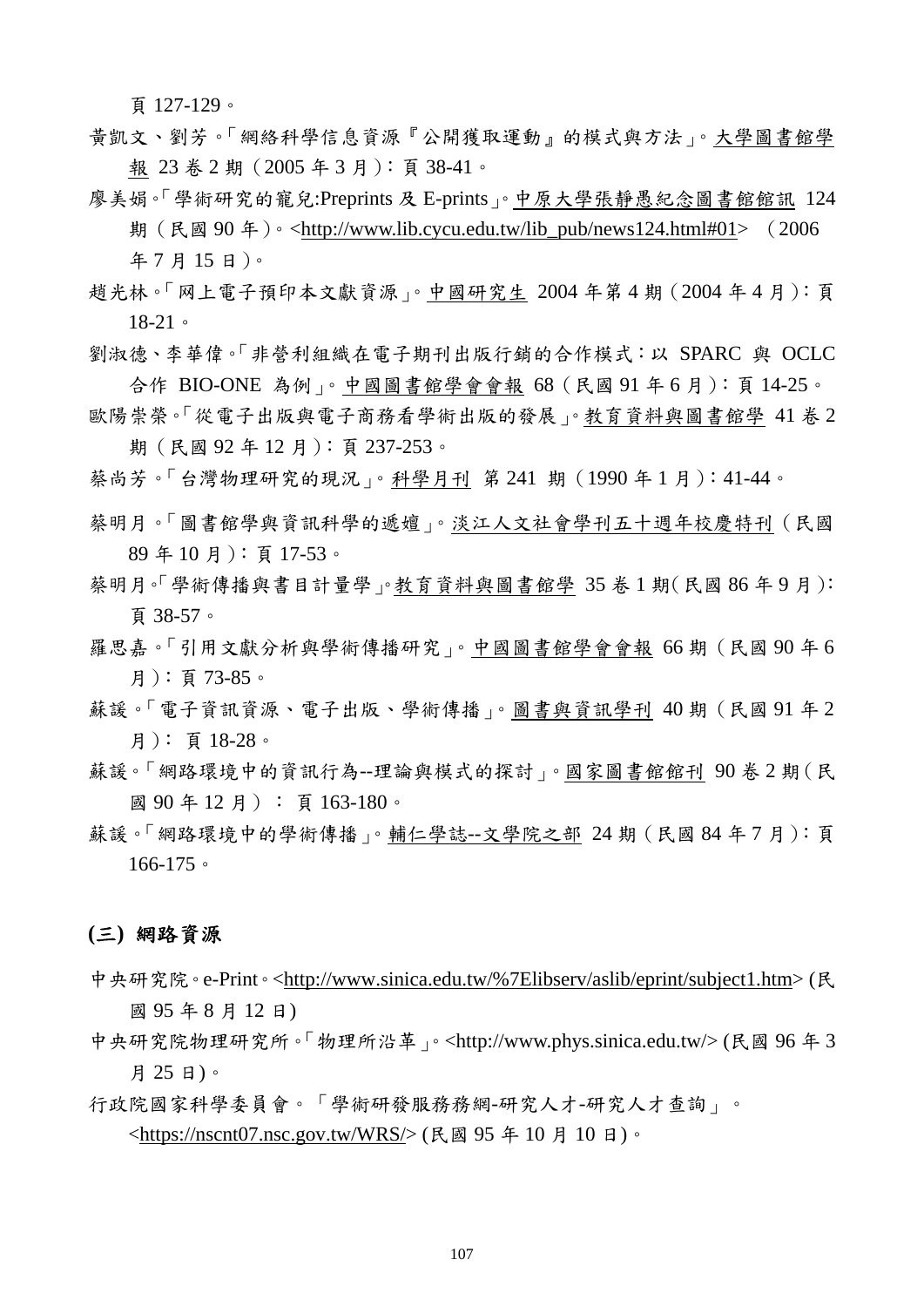頁 127-129。

黃凱文、劉芳。「網絡科學信息資源『公開獲取運動』的模式與方法」。大學圖書館學報 23 卷 2 期（2005 年 3 月）：頁 38-41。

廖美娟。「學術研究的寵兒:Preprints 及 E-prints」。中原大學張靜愚紀念圖書館館訊 124 期（民國 90 年）。<http://www.lib.cycu.edu.tw/lib_pub/news124.html#01> （2006 年 7 月 15 日）。

趙光林。「网上電子預印本文獻資源」。中國研究生 2004 年第 4 期（2004 年 4 月）：頁 18-21。

劉淑德、李華偉。「非營利組織在電子期刊出版行銷的合作模式：以 SPARC 與 OCLC 合作 BIO-ONE 為例」。中國圖書館學會會報 68（民國 91 年 6 月）：頁 14-25。

歐陽崇榮。「從電子出版與電子商務看學術出版的發展」。教育資料與圖書館學 41 卷 2 期（民國 92 年 12 月）：頁 237-253。

蔡尚芳。「台灣物理研究的現況」。科學月刊 第 241 期（1990 年 1 月）：41-44。

蔡明月。「圖書館學與資訊科學的遞嬗」。淡江人文社會學刊五十週年校慶特刊（民國 89 年 10 月）：頁 17-53。

蔡明月。「學術傳播與書目計量學」。教育資料與圖書館學 35 卷 1 期（民國 86 年 9 月）：頁 38-57。

羅思嘉。「引用文獻分析與學術傳播研究」。中國圖書館學會會報 66 期（民國 90 年 6 月）：頁 73-85。

蘇諼。「電子資訊資源、電子出版、學術傳播」。圖書與資訊學刊 40 期（民國 91 年 2 月）： 頁 18-28。

蘇諼。「網路環境中的資訊行為--理論與模式的探討」。國家圖書館館刊 90 卷 2 期（民國 90 年 12 月）： 頁 163-180。

蘇諼。「網路環境中的學術傳播」。輔仁學誌--文學院之部 24 期（民國 84 年 7 月）：頁 166-175。

## (三) 網路資源

中央研究院。e-Print。<http://www.sinica.edu.tw/%7Elibserv/aslib/eprint/subject1.htm> (民國 95 年 8 月 12 日)

中央研究院物理研究所。「物理所沿革」。<http://www.phys.sinica.edu.tw/> (民國 96 年 3 月 25 日)。

行政院國家科學委員會。「學術研發服務務網-研究人才-研究人才查詢」。<https://nscnt07.nsc.gov.tw/WRS/> (民國 95 年 10 月 10 日)。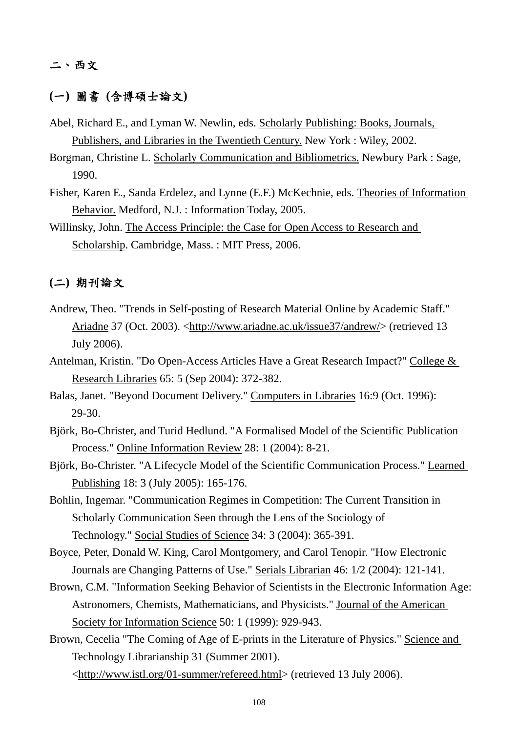## 二、西文

### (一) 圖書 (含博碩士論文)

Abel, Richard E., and Lyman W. Newlin, eds. Scholarly Publishing: Books, Journals, Publishers, and Libraries in the Twentieth Century. New York : Wiley, 2002.

Borgman, Christine L. Scholarly Communication and Bibliometrics. Newbury Park : Sage, 1990.

Fisher, Karen E., Sanda Erdelez, and Lynne (E.F.) McKechnie, eds. Theories of Information Behavior. Medford, N.J. : Information Today, 2005.

Willinsky, John. The Access Principle: the Case for Open Access to Research and Scholarship. Cambridge, Mass. : MIT Press, 2006.

### (二) 期刊論文

Andrew, Theo. "Trends in Self-posting of Research Material Online by Academic Staff." Ariadne 37 (Oct. 2003). <http://www.ariadne.ac.uk/issue37/andrew/> (retrieved 13 July 2006).

Antelman, Kristin. "Do Open-Access Articles Have a Great Research Impact?" College & Research Libraries 65: 5 (Sep 2004): 372-382.

Balas, Janet. "Beyond Document Delivery." Computers in Libraries 16:9 (Oct. 1996): 29-30.

Björk, Bo-Christer, and Turid Hedlund. "A Formalised Model of the Scientific Publication Process." Online Information Review 28: 1 (2004): 8-21.

Björk, Bo-Christer. "A Lifecycle Model of the Scientific Communication Process." Learned Publishing 18: 3 (July 2005): 165-176.

Bohlin, Ingemar. "Communication Regimes in Competition: The Current Transition in Scholarly Communication Seen through the Lens of the Sociology of Technology." Social Studies of Science 34: 3 (2004): 365-391.

Boyce, Peter, Donald W. King, Carol Montgomery, and Carol Tenopir. "How Electronic Journals are Changing Patterns of Use." Serials Librarian 46: 1/2 (2004): 121-141.

Brown, C.M. "Information Seeking Behavior of Scientists in the Electronic Information Age: Astronomers, Chemists, Mathematicians, and Physicists." Journal of the American Society for Information Science 50: 1 (1999): 929-943.

Brown, Cecelia "The Coming of Age of E-prints in the Literature of Physics." Science and Technology Librarianship 31 (Summer 2001). <http://www.istl.org/01-summer/refereed.html> (retrieved 13 July 2006).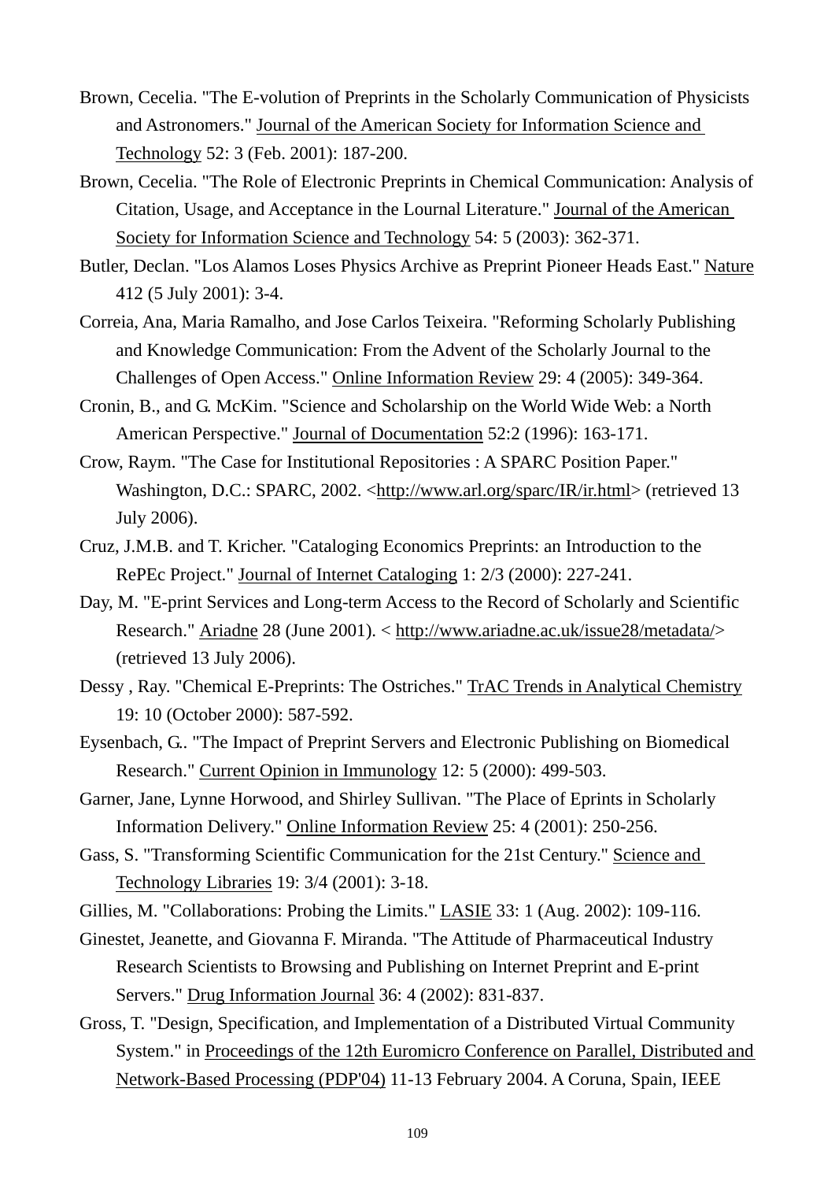Brown, Cecelia. "The E-volution of Preprints in the Scholarly Communication of Physicists and Astronomers." Journal of the American Society for Information Science and Technology 52: 3 (Feb. 2001): 187-200.

Brown, Cecelia. "The Role of Electronic Preprints in Chemical Communication: Analysis of Citation, Usage, and Acceptance in the Lournal Literature." Journal of the American Society for Information Science and Technology 54: 5 (2003): 362-371.

Butler, Declan. "Los Alamos Loses Physics Archive as Preprint Pioneer Heads East." Nature 412 (5 July 2001): 3-4.

Correia, Ana, Maria Ramalho, and Jose Carlos Teixeira. "Reforming Scholarly Publishing and Knowledge Communication: From the Advent of the Scholarly Journal to the Challenges of Open Access." Online Information Review 29: 4 (2005): 349-364.

Cronin, B., and G. McKim. "Science and Scholarship on the World Wide Web: a North American Perspective." Journal of Documentation 52:2 (1996): 163-171.

Crow, Raym. "The Case for Institutional Repositories : A SPARC Position Paper." Washington, D.C.: SPARC, 2002. <http://www.arl.org/sparc/IR/ir.html> (retrieved 13 July 2006).

Cruz, J.M.B. and T. Kricher. "Cataloging Economics Preprints: an Introduction to the RePEc Project." Journal of Internet Cataloging 1: 2/3 (2000): 227-241.

Day, M. "E-print Services and Long-term Access to the Record of Scholarly and Scientific Research." Ariadne 28 (June 2001). < http://www.ariadne.ac.uk/issue28/metadata/> (retrieved 13 July 2006).

Dessy , Ray. "Chemical E-Preprints: The Ostriches." TrAC Trends in Analytical Chemistry 19: 10 (October 2000): 587-592.

Eysenbach, G.. "The Impact of Preprint Servers and Electronic Publishing on Biomedical Research." Current Opinion in Immunology 12: 5 (2000): 499-503.

Garner, Jane, Lynne Horwood, and Shirley Sullivan. "The Place of Eprints in Scholarly Information Delivery." Online Information Review 25: 4 (2001): 250-256.

Gass, S. "Transforming Scientific Communication for the 21st Century." Science and Technology Libraries 19: 3/4 (2001): 3-18.

Gillies, M. "Collaborations: Probing the Limits." LASIE 33: 1 (Aug. 2002): 109-116.

Ginestet, Jeanette, and Giovanna F. Miranda. "The Attitude of Pharmaceutical Industry Research Scientists to Browsing and Publishing on Internet Preprint and E-print Servers." Drug Information Journal 36: 4 (2002): 831-837.

Gross, T. "Design, Specification, and Implementation of a Distributed Virtual Community System." in Proceedings of the 12th Euromicro Conference on Parallel, Distributed and Network-Based Processing (PDP'04) 11-13 February 2004. A Coruna, Spain, IEEE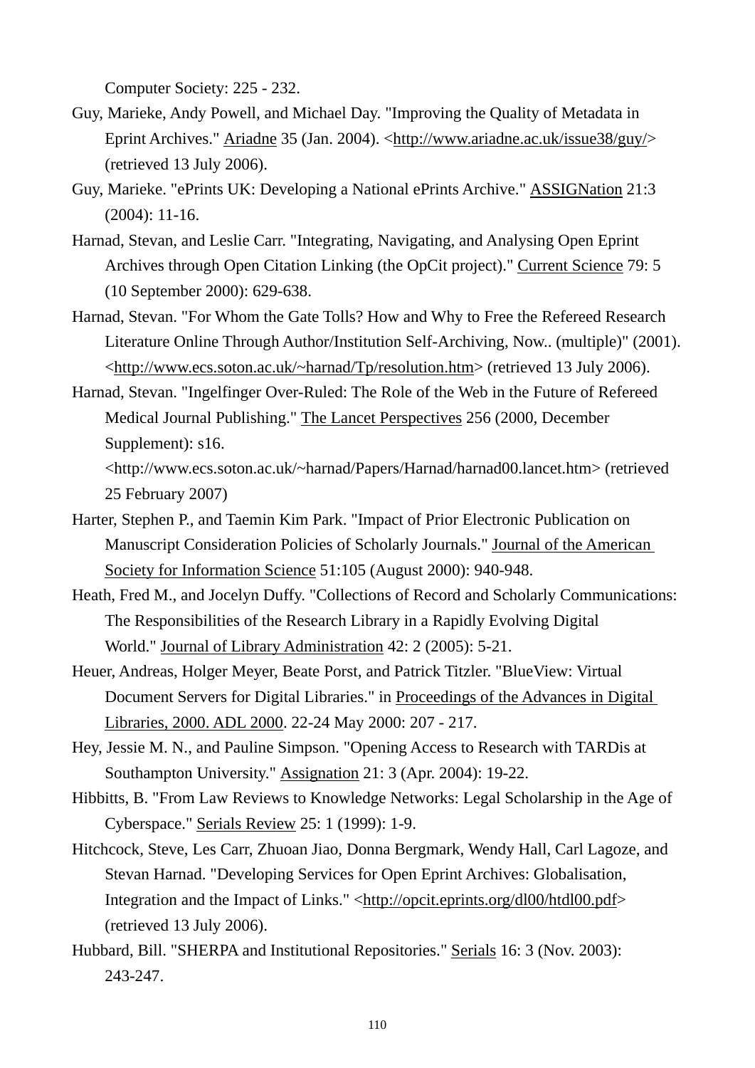Computer Society: 225 - 232.

Guy, Marieke, Andy Powell, and Michael Day. "Improving the Quality of Metadata in Eprint Archives." Ariadne 35 (Jan. 2004). <http://www.ariadne.ac.uk/issue38/guy/> (retrieved 13 July 2006).

Guy, Marieke. "ePrints UK: Developing a National ePrints Archive." ASSIGNation 21:3 (2004): 11-16.

Harnad, Stevan, and Leslie Carr. "Integrating, Navigating, and Analysing Open Eprint Archives through Open Citation Linking (the OpCit project)." Current Science 79: 5 (10 September 2000): 629-638.

Harnad, Stevan. "For Whom the Gate Tolls? How and Why to Free the Refereed Research Literature Online Through Author/Institution Self-Archiving, Now.. (multiple)" (2001). <http://www.ecs.soton.ac.uk/~harnad/Tp/resolution.htm> (retrieved 13 July 2006).

Harnad, Stevan. "Ingelfinger Over-Ruled: The Role of the Web in the Future of Refereed Medical Journal Publishing." The Lancet Perspectives 256 (2000, December Supplement): s16. <http://www.ecs.soton.ac.uk/~harnad/Papers/Harnad/harnad00.lancet.htm> (retrieved 25 February 2007)

Harter, Stephen P., and Taemin Kim Park. "Impact of Prior Electronic Publication on Manuscript Consideration Policies of Scholarly Journals." Journal of the American Society for Information Science 51:105 (August 2000): 940-948.

Heath, Fred M., and Jocelyn Duffy. "Collections of Record and Scholarly Communications: The Responsibilities of the Research Library in a Rapidly Evolving Digital World." Journal of Library Administration 42: 2 (2005): 5-21.

Heuer, Andreas, Holger Meyer, Beate Porst, and Patrick Titzler. "BlueView: Virtual Document Servers for Digital Libraries." in Proceedings of the Advances in Digital Libraries, 2000. ADL 2000. 22-24 May 2000: 207 - 217.

Hey, Jessie M. N., and Pauline Simpson. "Opening Access to Research with TARDis at Southampton University." Assignation 21: 3 (Apr. 2004): 19-22.

Hibbitts, B. "From Law Reviews to Knowledge Networks: Legal Scholarship in the Age of Cyberspace." Serials Review 25: 1 (1999): 1-9.

Hitchcock, Steve, Les Carr, Zhuoan Jiao, Donna Bergmark, Wendy Hall, Carl Lagoze, and Stevan Harnad. "Developing Services for Open Eprint Archives: Globalisation, Integration and the Impact of Links." <http://opcit.eprints.org/dl00/htdl00.pdf> (retrieved 13 July 2006).

Hubbard, Bill. "SHERPA and Institutional Repositories." Serials 16: 3 (Nov. 2003): 243-247.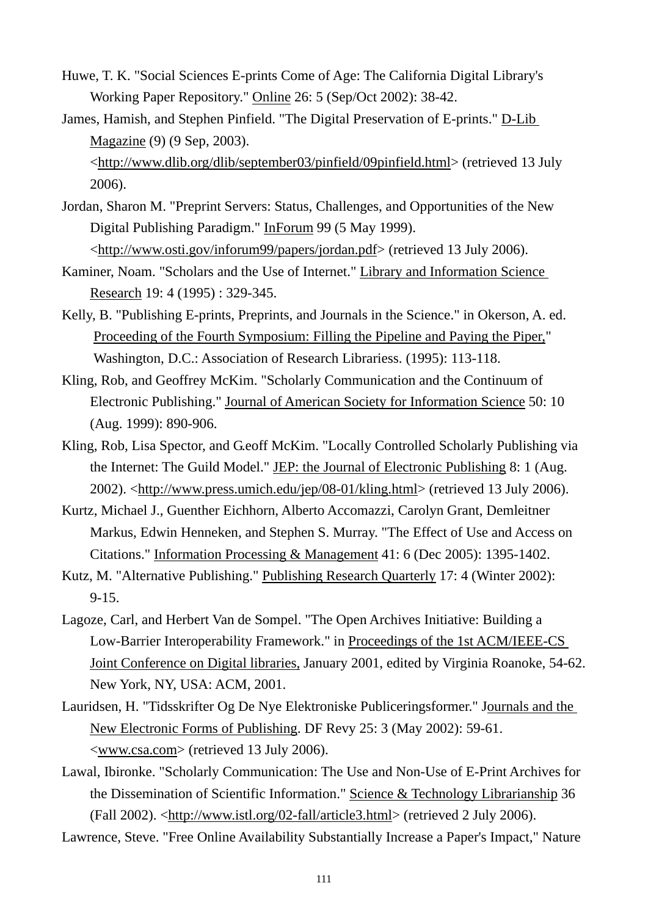Huwe, T. K. "Social Sciences E-prints Come of Age: The California Digital Library's Working Paper Repository." Online 26: 5 (Sep/Oct 2002): 38-42.

James, Hamish, and Stephen Pinfield. "The Digital Preservation of E-prints." D-Lib Magazine (9) (9 Sep, 2003). <http://www.dlib.org/dlib/september03/pinfield/09pinfield.html> (retrieved 13 July 2006).

Jordan, Sharon M. "Preprint Servers: Status, Challenges, and Opportunities of the New Digital Publishing Paradigm." InForum 99 (5 May 1999). <http://www.osti.gov/inforum99/papers/jordan.pdf> (retrieved 13 July 2006).

Kaminer, Noam. "Scholars and the Use of Internet." Library and Information Science Research 19: 4 (1995) : 329-345.

Kelly, B. "Publishing E-prints, Preprints, and Journals in the Science." in Okerson, A. ed. Proceeding of the Fourth Symposium: Filling the Pipeline and Paying the Piper," Washington, D.C.: Association of Research Librariess. (1995): 113-118.

Kling, Rob, and Geoffrey McKim. "Scholarly Communication and the Continuum of Electronic Publishing." Journal of American Society for Information Science 50: 10 (Aug. 1999): 890-906.

Kling, Rob, Lisa Spector, and G.eoff McKim. "Locally Controlled Scholarly Publishing via the Internet: The Guild Model." JEP: the Journal of Electronic Publishing 8: 1 (Aug. 2002). <http://www.press.umich.edu/jep/08-01/kling.html> (retrieved 13 July 2006).

Kurtz, Michael J., Guenther Eichhorn, Alberto Accomazzi, Carolyn Grant, Demleitner Markus, Edwin Henneken, and Stephen S. Murray. "The Effect of Use and Access on Citations." Information Processing & Management 41: 6 (Dec 2005): 1395-1402.

Kutz, M. "Alternative Publishing." Publishing Research Quarterly 17: 4 (Winter 2002): 9-15.

Lagoze, Carl, and Herbert Van de Sompel. "The Open Archives Initiative: Building a Low-Barrier Interoperability Framework." in Proceedings of the 1st ACM/IEEE-CS Joint Conference on Digital libraries, January 2001, edited by Virginia Roanoke, 54-62. New York, NY, USA: ACM, 2001.

Lauridsen, H. "Tidsskrifter Og De Nye Elektroniske Publiceringsformer." Journals and the New Electronic Forms of Publishing. DF Revy 25: 3 (May 2002): 59-61. <www.csa.com> (retrieved 13 July 2006).

Lawal, Ibironke. "Scholarly Communication: The Use and Non-Use of E-Print Archives for the Dissemination of Scientific Information." Science & Technology Librarianship 36 (Fall 2002). <http://www.istl.org/02-fall/article3.html> (retrieved 2 July 2006).

Lawrence, Steve. "Free Online Availability Substantially Increase a Paper's Impact," Nature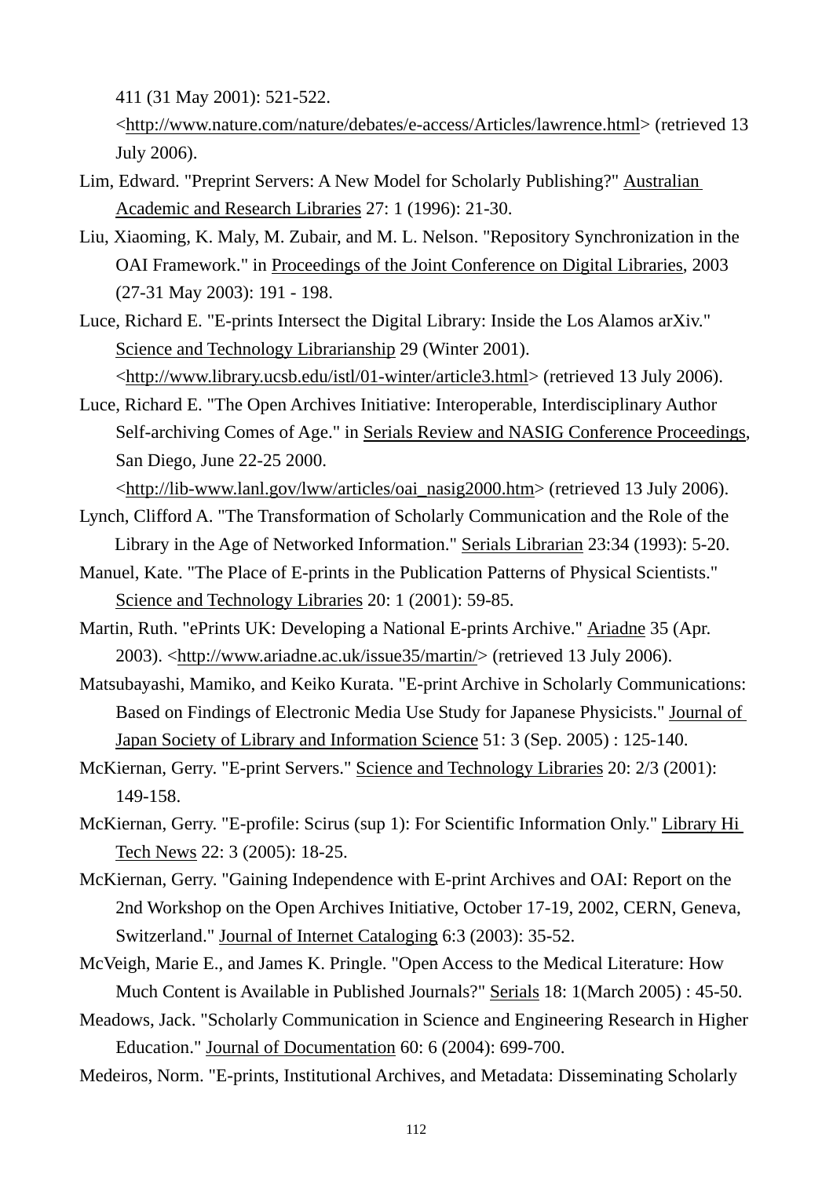411 (31 May 2001): 521-522. <http://www.nature.com/nature/debates/e-access/Articles/lawrence.html> (retrieved 13 July 2006).

Lim, Edward. "Preprint Servers: A New Model for Scholarly Publishing?" Australian Academic and Research Libraries 27: 1 (1996): 21-30.

Liu, Xiaoming, K. Maly, M. Zubair, and M. L. Nelson. "Repository Synchronization in the OAI Framework." in Proceedings of the Joint Conference on Digital Libraries, 2003 (27-31 May 2003): 191 - 198.

Luce, Richard E. "E-prints Intersect the Digital Library: Inside the Los Alamos arXiv." Science and Technology Librarianship 29 (Winter 2001). <http://www.library.ucsb.edu/istl/01-winter/article3.html> (retrieved 13 July 2006).

Luce, Richard E. "The Open Archives Initiative: Interoperable, Interdisciplinary Author Self-archiving Comes of Age." in Serials Review and NASIG Conference Proceedings, San Diego, June 22-25 2000. <http://lib-www.lanl.gov/lww/articles/oai_nasig2000.htm> (retrieved 13 July 2006).

Lynch, Clifford A. "The Transformation of Scholarly Communication and the Role of the Library in the Age of Networked Information." Serials Librarian 23:34 (1993): 5-20.

Manuel, Kate. "The Place of E-prints in the Publication Patterns of Physical Scientists." Science and Technology Libraries 20: 1 (2001): 59-85.

Martin, Ruth. "ePrints UK: Developing a National E-prints Archive." Ariadne 35 (Apr. 2003). <http://www.ariadne.ac.uk/issue35/martin/> (retrieved 13 July 2006).

Matsubayashi, Mamiko, and Keiko Kurata. "E-print Archive in Scholarly Communications: Based on Findings of Electronic Media Use Study for Japanese Physicists." Journal of Japan Society of Library and Information Science 51: 3 (Sep. 2005) : 125-140.

McKiernan, Gerry. "E-print Servers." Science and Technology Libraries 20: 2/3 (2001): 149-158.

McKiernan, Gerry. "E-profile: Scirus (sup 1): For Scientific Information Only." Library Hi Tech News 22: 3 (2005): 18-25.

McKiernan, Gerry. "Gaining Independence with E-print Archives and OAI: Report on the 2nd Workshop on the Open Archives Initiative, October 17-19, 2002, CERN, Geneva, Switzerland." Journal of Internet Cataloging 6:3 (2003): 35-52.

McVeigh, Marie E., and James K. Pringle. "Open Access to the Medical Literature: How Much Content is Available in Published Journals?" Serials 18: 1(March 2005) : 45-50.

Meadows, Jack. "Scholarly Communication in Science and Engineering Research in Higher Education." Journal of Documentation 60: 6 (2004): 699-700.

Medeiros, Norm. "E-prints, Institutional Archives, and Metadata: Disseminating Scholarly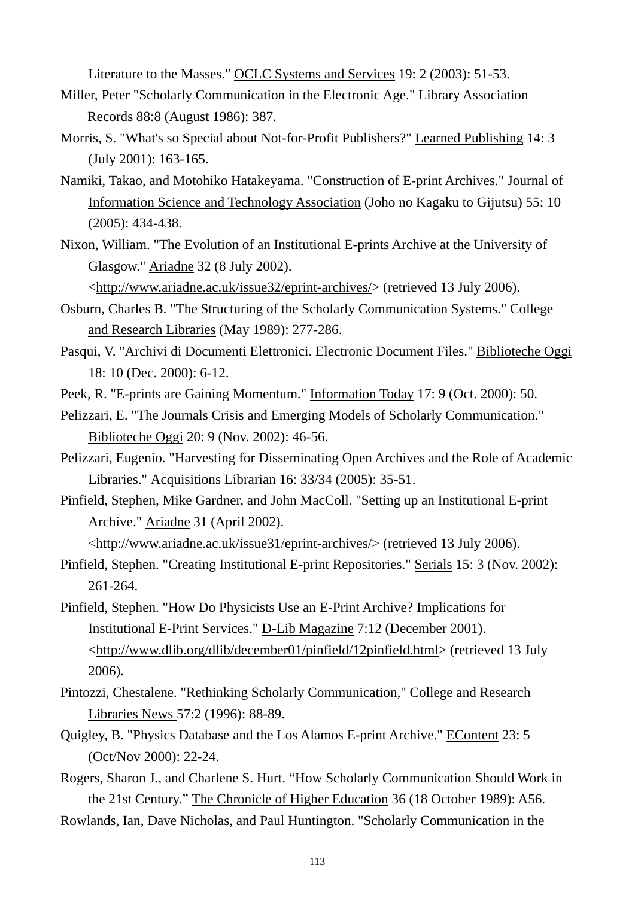Literature to the Masses." OCLC Systems and Services 19: 2 (2003): 51-53.

Miller, Peter "Scholarly Communication in the Electronic Age." Library Association Records 88:8 (August 1986): 387.

Morris, S. "What's so Special about Not-for-Profit Publishers?" Learned Publishing 14: 3 (July 2001): 163-165.

Namiki, Takao, and Motohiko Hatakeyama. "Construction of E-print Archives." Journal of Information Science and Technology Association (Joho no Kagaku to Gijutsu) 55: 10 (2005): 434-438.

Nixon, William. "The Evolution of an Institutional E-prints Archive at the University of Glasgow." Ariadne 32 (8 July 2002). <http://www.ariadne.ac.uk/issue32/eprint-archives/> (retrieved 13 July 2006).

Osburn, Charles B. "The Structuring of the Scholarly Communication Systems." College and Research Libraries (May 1989): 277-286.

Pasqui, V. "Archivi di Documenti Elettronici. Electronic Document Files." Biblioteche Oggi 18: 10 (Dec. 2000): 6-12.

Peek, R. "E-prints are Gaining Momentum." Information Today 17: 9 (Oct. 2000): 50.

Pelizzari, E. "The Journals Crisis and Emerging Models of Scholarly Communication." Biblioteche Oggi 20: 9 (Nov. 2002): 46-56.

Pelizzari, Eugenio. "Harvesting for Disseminating Open Archives and the Role of Academic Libraries." Acquisitions Librarian 16: 33/34 (2005): 35-51.

Pinfield, Stephen, Mike Gardner, and John MacColl. "Setting up an Institutional E-print Archive." Ariadne 31 (April 2002). <http://www.ariadne.ac.uk/issue31/eprint-archives/> (retrieved 13 July 2006).

Pinfield, Stephen. "Creating Institutional E-print Repositories." Serials 15: 3 (Nov. 2002): 261-264.

Pinfield, Stephen. "How Do Physicists Use an E-Print Archive? Implications for Institutional E-Print Services." D-Lib Magazine 7:12 (December 2001). <http://www.dlib.org/dlib/december01/pinfield/12pinfield.html> (retrieved 13 July 2006).

Pintozzi, Chestalene. "Rethinking Scholarly Communication," College and Research Libraries News 57:2 (1996): 88-89.

Quigley, B. "Physics Database and the Los Alamos E-print Archive." EContent 23: 5 (Oct/Nov 2000): 22-24.

Rogers, Sharon J., and Charlene S. Hurt. "How Scholarly Communication Should Work in the 21st Century." The Chronicle of Higher Education 36 (18 October 1989): A56.

Rowlands, Ian, Dave Nicholas, and Paul Huntington. "Scholarly Communication in the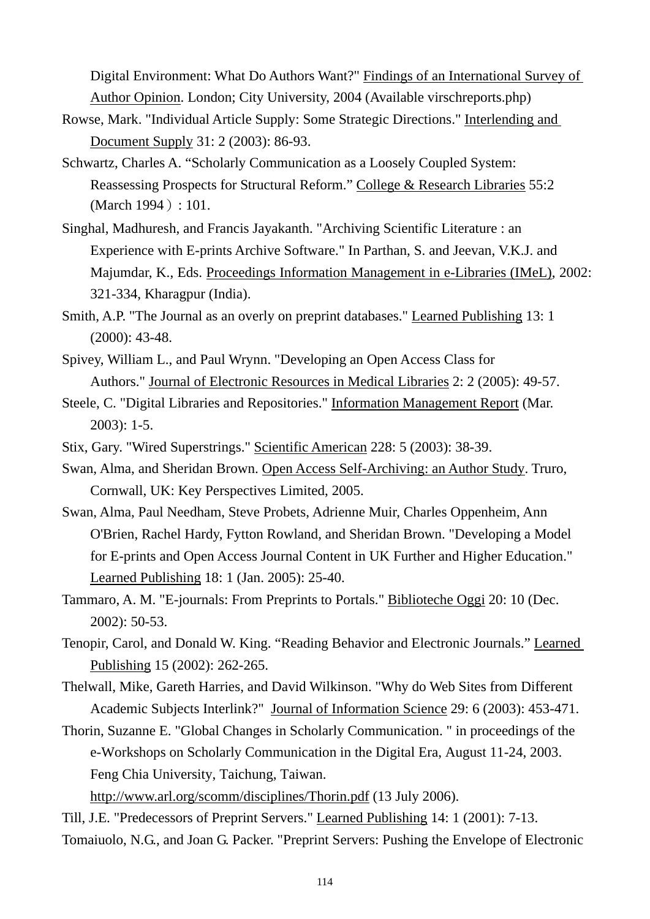Digital Environment: What Do Authors Want?" Findings of an International Survey of Author Opinion. London; City University, 2004 (Available virschreports.php)

Rowse, Mark. "Individual Article Supply: Some Strategic Directions." Interlending and Document Supply 31: 2 (2003): 86-93.

Schwartz, Charles A. "Scholarly Communication as a Loosely Coupled System: Reassessing Prospects for Structural Reform." College & Research Libraries 55:2 (March 1994）: 101.

Singhal, Madhuresh, and Francis Jayakanth. "Archiving Scientific Literature : an Experience with E-prints Archive Software." In Parthan, S. and Jeevan, V.K.J. and Majumdar, K., Eds. Proceedings Information Management in e-Libraries (IMeL), 2002: 321-334, Kharagpur (India).

Smith, A.P. "The Journal as an overly on preprint databases." Learned Publishing 13: 1 (2000): 43-48.

Spivey, William L., and Paul Wrynn. "Developing an Open Access Class for Authors." Journal of Electronic Resources in Medical Libraries 2: 2 (2005): 49-57.

Steele, C. "Digital Libraries and Repositories." Information Management Report (Mar. 2003): 1-5.

Stix, Gary. "Wired Superstrings." Scientific American 228: 5 (2003): 38-39.

Swan, Alma, and Sheridan Brown. Open Access Self-Archiving: an Author Study. Truro, Cornwall, UK: Key Perspectives Limited, 2005.

Swan, Alma, Paul Needham, Steve Probets, Adrienne Muir, Charles Oppenheim, Ann O'Brien, Rachel Hardy, Fytton Rowland, and Sheridan Brown. "Developing a Model for E-prints and Open Access Journal Content in UK Further and Higher Education." Learned Publishing 18: 1 (Jan. 2005): 25-40.

Tammaro, A. M. "E-journals: From Preprints to Portals." Biblioteche Oggi 20: 10 (Dec. 2002): 50-53.

Tenopir, Carol, and Donald W. King. "Reading Behavior and Electronic Journals." Learned Publishing 15 (2002): 262-265.

Thelwall, Mike, Gareth Harries, and David Wilkinson. "Why do Web Sites from Different Academic Subjects Interlink?" Journal of Information Science 29: 6 (2003): 453-471.

Thorin, Suzanne E. "Global Changes in Scholarly Communication. " in proceedings of the e-Workshops on Scholarly Communication in the Digital Era, August 11-24, 2003. Feng Chia University, Taichung, Taiwan. http://www.arl.org/scomm/disciplines/Thorin.pdf (13 July 2006).

Till, J.E. "Predecessors of Preprint Servers." Learned Publishing 14: 1 (2001): 7-13.

Tomaiuolo, N.G., and Joan G. Packer. "Preprint Servers: Pushing the Envelope of Electronic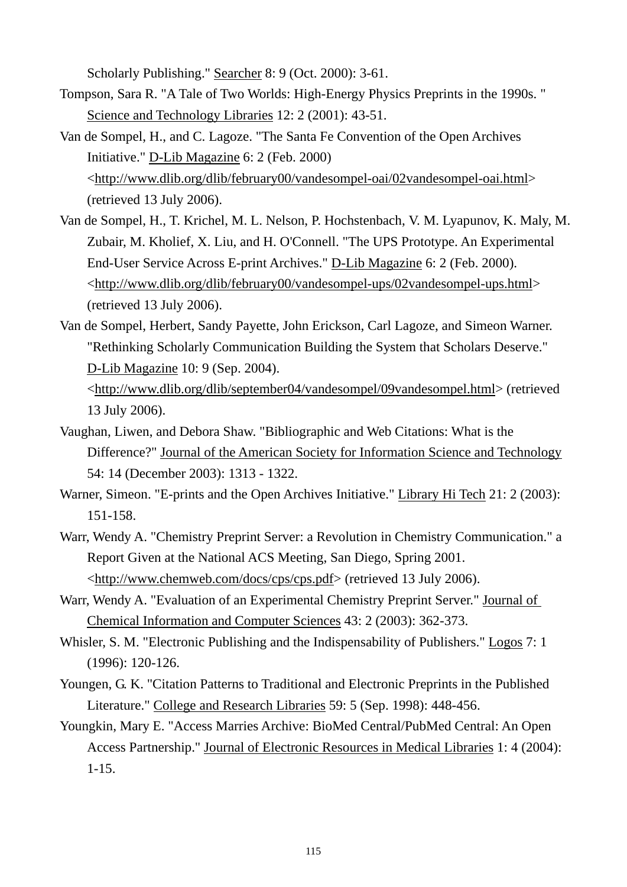Scholarly Publishing." Searcher 8: 9 (Oct. 2000): 3-61.

Tompson, Sara R. "A Tale of Two Worlds: High-Energy Physics Preprints in the 1990s. " Science and Technology Libraries 12: 2 (2001): 43-51.

Van de Sompel, H., and C. Lagoze. "The Santa Fe Convention of the Open Archives Initiative." D-Lib Magazine 6: 2 (Feb. 2000) <http://www.dlib.org/dlib/february00/vandesompel-oai/02vandesompel-oai.html> (retrieved 13 July 2006).

Van de Sompel, H., T. Krichel, M. L. Nelson, P. Hochstenbach, V. M. Lyapunov, K. Maly, M. Zubair, M. Kholief, X. Liu, and H. O'Connell. "The UPS Prototype. An Experimental End-User Service Across E-print Archives." D-Lib Magazine 6: 2 (Feb. 2000). <http://www.dlib.org/dlib/february00/vandesompel-ups/02vandesompel-ups.html> (retrieved 13 July 2006).

Van de Sompel, Herbert, Sandy Payette, John Erickson, Carl Lagoze, and Simeon Warner. "Rethinking Scholarly Communication Building the System that Scholars Deserve." D-Lib Magazine 10: 9 (Sep. 2004). <http://www.dlib.org/dlib/september04/vandesompel/09vandesompel.html> (retrieved 13 July 2006).

Vaughan, Liwen, and Debora Shaw. "Bibliographic and Web Citations: What is the Difference?" Journal of the American Society for Information Science and Technology 54: 14 (December 2003): 1313 - 1322.

Warner, Simeon. "E-prints and the Open Archives Initiative." Library Hi Tech 21: 2 (2003): 151-158.

Warr, Wendy A. "Chemistry Preprint Server: a Revolution in Chemistry Communication." a Report Given at the National ACS Meeting, San Diego, Spring 2001. <http://www.chemweb.com/docs/cps/cps.pdf> (retrieved 13 July 2006).

Warr, Wendy A. "Evaluation of an Experimental Chemistry Preprint Server." Journal of Chemical Information and Computer Sciences 43: 2 (2003): 362-373.

Whisler, S. M. "Electronic Publishing and the Indispensability of Publishers." Logos 7: 1 (1996): 120-126.

Youngen, G. K. "Citation Patterns to Traditional and Electronic Preprints in the Published Literature." College and Research Libraries 59: 5 (Sep. 1998): 448-456.

Youngkin, Mary E. "Access Marries Archive: BioMed Central/PubMed Central: An Open Access Partnership." Journal of Electronic Resources in Medical Libraries 1: 4 (2004): 1-15.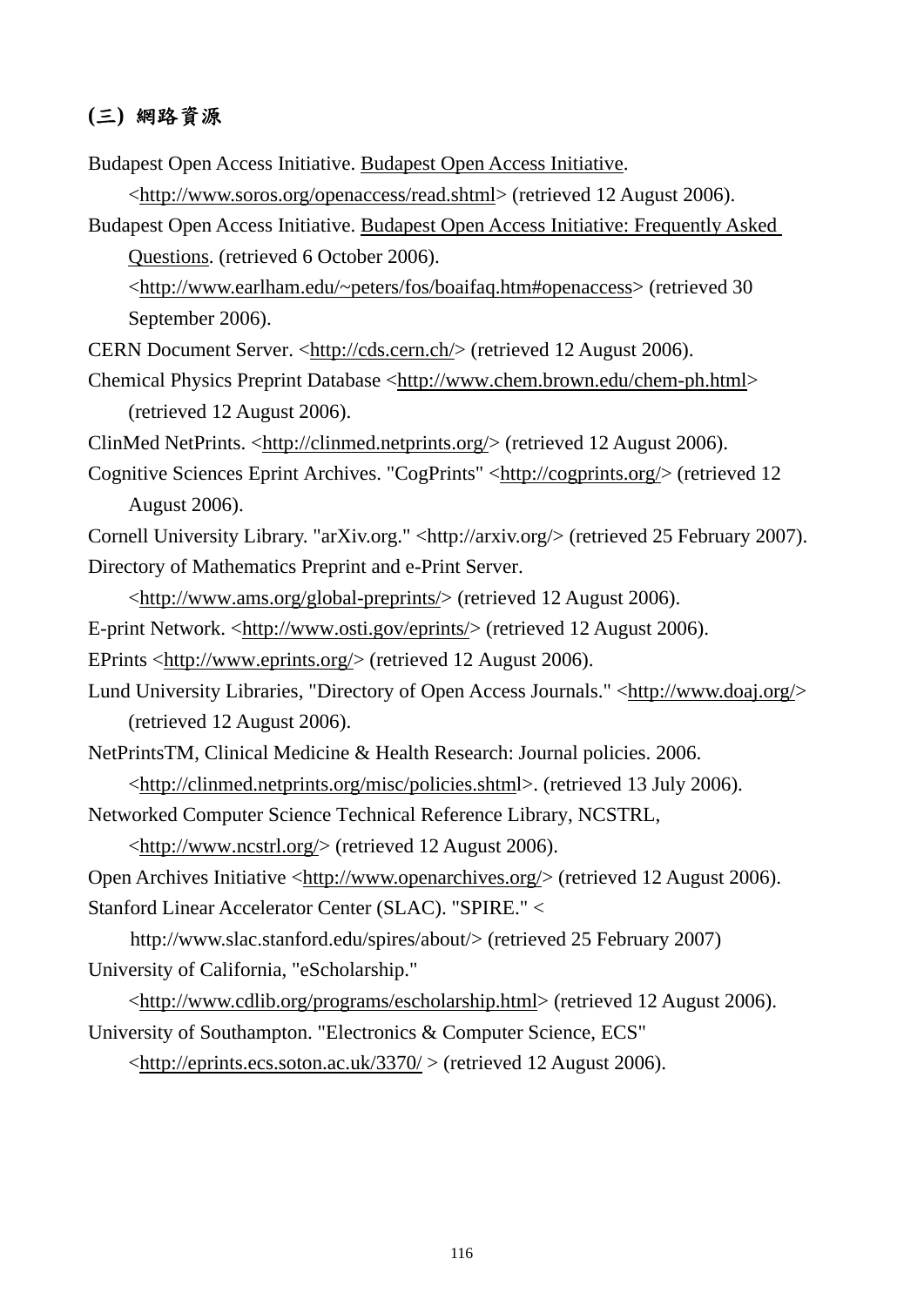### (三) 網路資源

Budapest Open Access Initiative. Budapest Open Access Initiative. <http://www.soros.org/openaccess/read.shtml> (retrieved 12 August 2006).

Budapest Open Access Initiative. Budapest Open Access Initiative: Frequently Asked Questions. (retrieved 6 October 2006). <http://www.earlham.edu/~peters/fos/boaifaq.htm#openaccess> (retrieved 30 September 2006).

CERN Document Server. <http://cds.cern.ch/> (retrieved 12 August 2006).

Chemical Physics Preprint Database <http://www.chem.brown.edu/chem-ph.html> (retrieved 12 August 2006).

ClinMed NetPrints. <http://clinmed.netprints.org/> (retrieved 12 August 2006).

Cognitive Sciences Eprint Archives. "CogPrints" <http://cogprints.org/> (retrieved 12 August 2006).

Cornell University Library. "arXiv.org." <http://arxiv.org/> (retrieved 25 February 2007).

Directory of Mathematics Preprint and e-Print Server. <http://www.ams.org/global-preprints/> (retrieved 12 August 2006).

E-print Network. <http://www.osti.gov/eprints/> (retrieved 12 August 2006).

EPrints <http://www.eprints.org/> (retrieved 12 August 2006).

Lund University Libraries, "Directory of Open Access Journals." <http://www.doaj.org/> (retrieved 12 August 2006).

NetPrintsTM, Clinical Medicine & Health Research: Journal policies. 2006. <http://clinmed.netprints.org/misc/policies.shtml>. (retrieved 13 July 2006).

Networked Computer Science Technical Reference Library, NCSTRL, <http://www.ncstrl.org/> (retrieved 12 August 2006).

Open Archives Initiative <http://www.openarchives.org/> (retrieved 12 August 2006).

Stanford Linear Accelerator Center (SLAC). "SPIRE." < http://www.slac.stanford.edu/spires/about/> (retrieved 25 February 2007)

University of California, "eScholarship." <http://www.cdlib.org/programs/escholarship.html> (retrieved 12 August 2006).

University of Southampton. "Electronics & Computer Science, ECS" <http://eprints.ecs.soton.ac.uk/3370/ > (retrieved 12 August 2006).